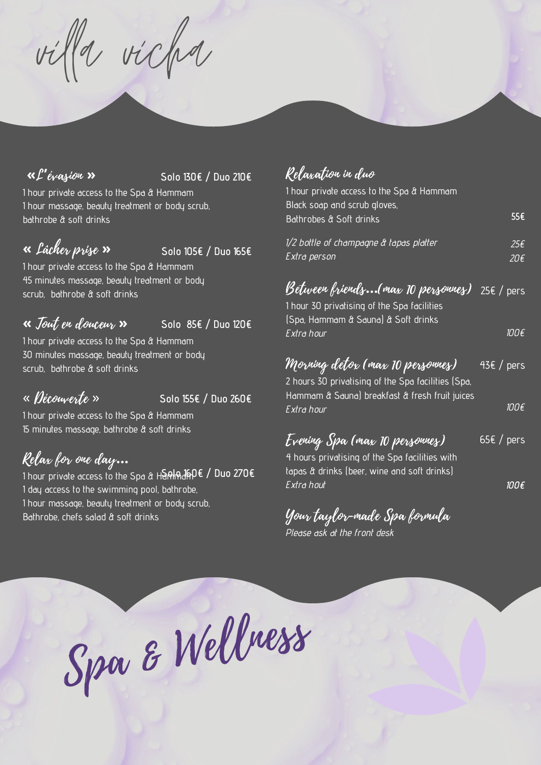# villa vicha

## « L'évasion » Solo 130€ / Duo 210€

1 hour private access to the Spa & Hammam
1 hour massage, beauty treatment or body scrub, bathrobe & soft drinks

## « Lâcher prise » Solo 105€ / Duo 165€

1 hour private access to the Spa & Hammam
45 minutes massage, beauty treatment or body scrub, bathrobe & soft drinks

## « Tout en douceur » Solo 85€ / Duo 120€

1 hour private access to the Spa & Hammam
30 minutes massage, beauty treatment or body scrub, bathrobe & soft drinks

## « Découverte » Solo 155€ / Duo 260€

1 hour private access to the Spa & Hammam
15 minutes massage, bathrobe & soft drinks

## Relax for one day... Solo 160€ / Duo 270€

1 hour private access to the Spa & Hammam
1 day access to the swimming pool, bathrobe,
1 hour massage, beauty treatment or body scrub,
Bathrobe, chefs salad & soft drinks

## Relaxation in duo

1 hour private access to the Spa & Hammam
Black soap and scrub gloves,
Bathrobes & Soft drinks — 55€

*1/2 bottle of champagne & tapas platter* — *25€*
*Extra person* — *20€*

## Between friends...(max 10 personnes) 25€ / pers

1 hour 30 privatising of the Spa facilities (Spa, Hammam & Sauna) & Soft drinks
*Extra hour* — *100€*

## Morning detox (max 10 personnes) 43€ / pers

2 hours 30 privatising of the Spa facilities (Spa, Hammam & Sauna) breakfast & fresh fruit juices
*Extra hour* — *100€*

## Evening Spa (max 10 personnes) 65€ / pers

4 hours privatising of the Spa facilities with tapas & drinks (beer, wine and soft drinks)
*Extra hout* — *100€*

## Your taylor-made Spa formula

*Please ask at the front desk*

# Spa & Wellness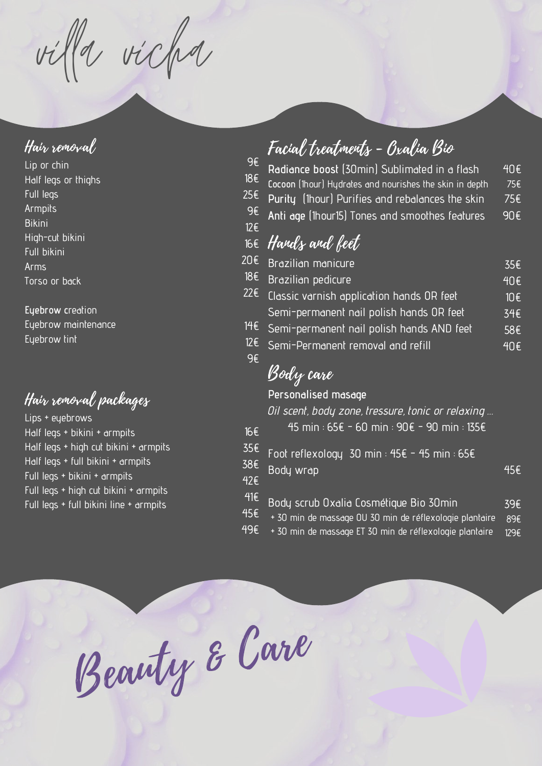# villa vicha

## Hair removal

| | |
|---|---|
| Lip or chin | 9€ |
| Half legs or thighs | 18€ |
| Full legs | 25€ |
| Armpits | 9€ |
| Bikini | 12€ |
| High-cut bikini | 16€ |
| Full bikini | 20€ |
| Arms | 18€ |
| Torso or back | 22€ |
| **Eyebrow** creation | 14€ |
| Eyebrow maintenance | 12€ |
| Eyebrow tint | 9€ |

## Hair removal packages

| | |
|---|---|
| Lips + eyebrows | 16€ |
| Half legs + bikini + armpits | 35€ |
| Half legs + high cut bikini + armpits | 38€ |
| Half legs + full bikini + armpits | 42€ |
| Full legs + bikini + armpits | 41€ |
| Full legs + high cut bikini + armpits | 45€ |
| Full legs + full bikini line + armpits | 49€ |

## Facial treatments - Oxalia Bio

| | |
|---|---|
| **Radiance boost** (30min) Sublimated in a flash | 40€ |
| **Cocoon** (1hour) Hydrates and nourishes the skin in depth | 75€ |
| **Purity** (1hour) Purifies and rebalances the skin | 75€ |
| **Anti age** (1hour15) Tones and smoothes features | 90€ |

## Hands and feet

| | |
|---|---|
| Brazilian manicure | 35€ |
| Brazilian pedicure | 40€ |
| Classic varnish application hands OR feet | 10€ |
| Semi-permanent nail polish hands OR feet | 34€ |
| Semi-permanent nail polish hands AND feet | 58€ |
| Semi-Permanent removal and refill | 40€ |

## Body care

**Personalised masage**

*Oil scent, body zone, tressure, tonic or relaxing ...*

45 min : 65€ - 60 min : 90€ - 90 min : 135€

Foot reflexology 30 min : 45€ - 45 min : 65€

| | |
|---|---|
| Body wrap | 45€ |
| Body scrub Oxalia Cosmétique Bio 30min | 39€ |
| + 30 min de massage OU 30 min de réflexologie plantaire | 89€ |
| + 30 min de massage ET 30 min de réflexologie plantaire | 129€ |

# Beauty & Care